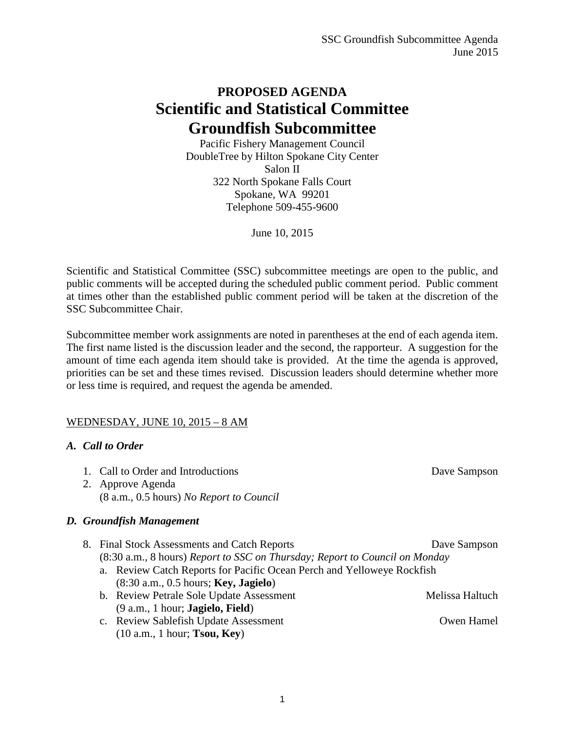# PROPOSED AGENDA
# Scientific and Statistical Committee
# Groundfish Subcommittee

Pacific Fishery Management Council
DoubleTree by Hilton Spokane City Center
Salon II
322 North Spokane Falls Court
Spokane, WA 99201
Telephone 509-455-9600

June 10, 2015

Scientific and Statistical Committee (SSC) subcommittee meetings are open to the public, and public comments will be accepted during the scheduled public comment period. Public comment at times other than the established public comment period will be taken at the discretion of the SSC Subcommittee Chair.

Subcommittee member work assignments are noted in parentheses at the end of each agenda item. The first name listed is the discussion leader and the second, the rapporteur. A suggestion for the amount of time each agenda item should take is provided. At the time the agenda is approved, priorities can be set and these times revised. Discussion leaders should determine whether more or less time is required, and request the agenda be amended.

WEDNESDAY, JUNE 10, 2015 – 8 AM

### *A. Call to Order*

1. Call to Order and Introductions — Dave Sampson
2. Approve Agenda
   (8 a.m., 0.5 hours) *No Report to Council*

### *D. Groundfish Management*

8. Final Stock Assessments and Catch Reports — Dave Sampson
   (8:30 a.m., 8 hours) *Report to SSC on Thursday; Report to Council on Monday*
   a. Review Catch Reports for Pacific Ocean Perch and Yelloweye Rockfish
      (8:30 a.m., 0.5 hours; **Key, Jagielo**)
   b. Review Petrale Sole Update Assessment — Melissa Haltuch
      (9 a.m., 1 hour; **Jagielo, Field**)
   c. Review Sablefish Update Assessment — Owen Hamel
      (10 a.m., 1 hour; **Tsou, Key**)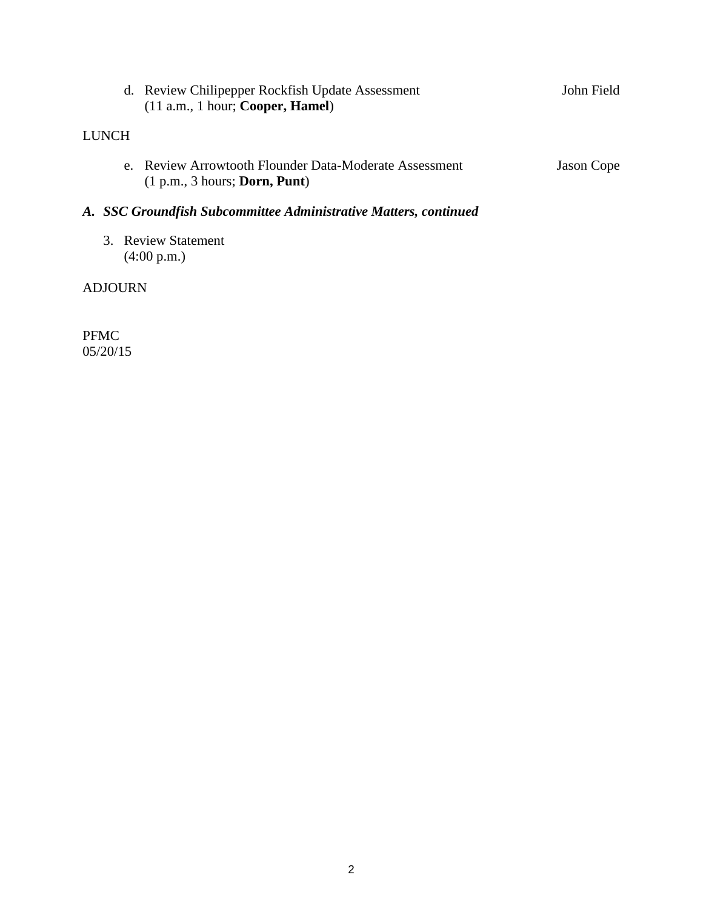d. Review Chilipepper Rockfish Update Assessment — John Field
(11 a.m., 1 hour; **Cooper, Hamel**)

LUNCH

e. Review Arrowtooth Flounder Data-Moderate Assessment — Jason Cope
(1 p.m., 3 hours; **Dorn, Punt**)

### *A. SSC Groundfish Subcommittee Administrative Matters, continued*

3. Review Statement
(4:00 p.m.)

ADJOURN

PFMC
05/20/15